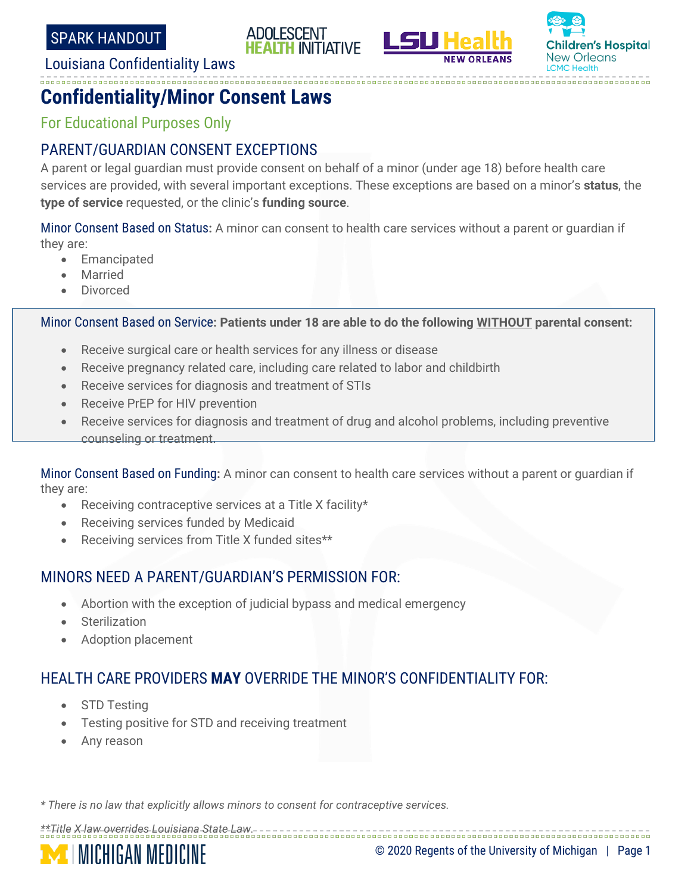SPARK HANDOUT

Louisiana Confidentiality Laws

# Confidentiality/Minor Consent Laws

For Educational Purposes Only

## PARENT/GUARDIAN CONSENT EXCEPTIONS

A parent or legal guardian must provide consent on behalf of a minor (under age 18) before health care services are provided, with several important exceptions. These exceptions are based on a minor's **status**, the **type of service** requested, or the clinic's **funding source**.

Minor Consent Based on Status: A minor can consent to health care services without a parent or guardian if they are:

- Emancipated
- Married
- Divorced

Minor Consent Based on Service: **Patients under 18 are able to do the following WITHOUT parental consent:**

- Receive surgical care or health services for any illness or disease
- Receive pregnancy related care, including care related to labor and childbirth
- Receive services for diagnosis and treatment of STIs
- Receive PrEP for HIV prevention
- Receive services for diagnosis and treatment of drug and alcohol problems, including preventive counseling or treatment.

Minor Consent Based on Funding: A minor can consent to health care services without a parent or guardian if they are:

- Receiving contraceptive services at a Title X facility*
- Receiving services funded by Medicaid
- Receiving services from Title X funded sites**

## MINORS NEED A PARENT/GUARDIAN'S PERMISSION FOR:

- Abortion with the exception of judicial bypass and medical emergency
- Sterilization
- Adoption placement

## HEALTH CARE PROVIDERS **MAY** OVERRIDE THE MINOR'S CONFIDENTIALITY FOR:

- STD Testing
- Testing positive for STD and receiving treatment
- Any reason

*\* There is no law that explicitly allows minors to consent for contraceptive services.*

*\*\*Title X law overrides Louisiana State Law.*

© 2020 Regents of the University of Michigan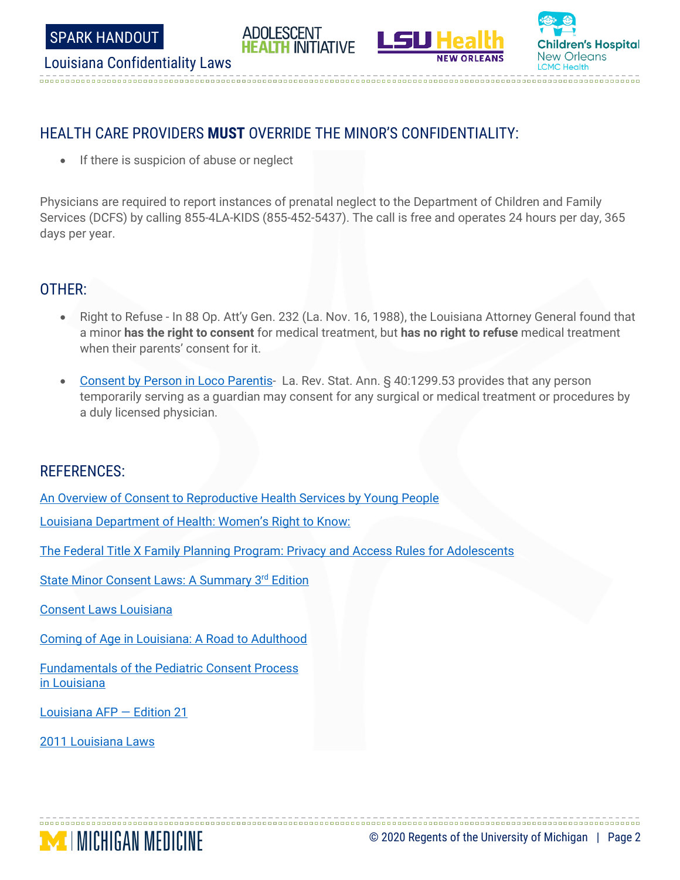## HEALTH CARE PROVIDERS **MUST** OVERRIDE THE MINOR'S CONFIDENTIALITY:

- If there is suspicion of abuse or neglect

Physicians are required to report instances of prenatal neglect to the Department of Children and Family Services (DCFS) by calling 855-4LA-KIDS (855-452-5437). The call is free and operates 24 hours per day, 365 days per year.

## OTHER:

- Right to Refuse - In 88 Op. Att'y Gen. 232 (La. Nov. 16, 1988), the Louisiana Attorney General found that a minor **has the right to consent** for medical treatment, but **has no right to refuse** medical treatment when their parents' consent for it.

- Consent by Person in Loco Parentis- La. Rev. Stat. Ann. § 40:1299.53 provides that any person temporarily serving as a guardian may consent for any surgical or medical treatment or procedures by a duly licensed physician.

## REFERENCES:

An Overview of Consent to Reproductive Health Services by Young People

Louisiana Department of Health: Women's Right to Know:

The Federal Title X Family Planning Program: Privacy and Access Rules for Adolescents

State Minor Consent Laws: A Summary 3rd Edition

Consent Laws Louisiana

Coming of Age in Louisiana: A Road to Adulthood

Fundamentals of the Pediatric Consent Process in Louisiana

Louisiana AFP — Edition 21

2011 Louisiana Laws